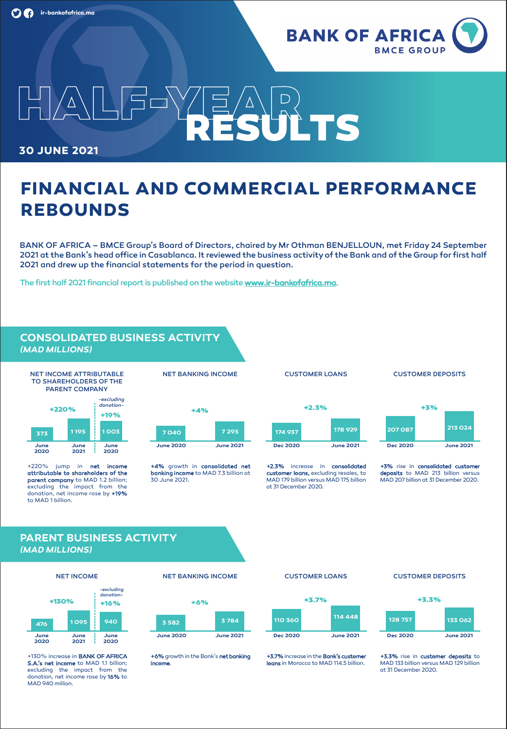ir-bankofafrica.ma

BANK OF AFRICA
BMCE GROUP

# HALF-YEAR RESULTS

30 JUNE 2021

# FINANCIAL AND COMMERCIAL PERFORMANCE REBOUNDS

**BANK OF AFRICA – BMCE Group's Board of Directors, chaired by Mr Othman BENJELLOUN, met Friday 24 September 2021 at the Bank's head office in Casablanca. It reviewed the business activity of the Bank and of the Group for first half 2021 and drew up the financial statements for the period in question.**

The first half 2021 financial report is published on the website **www.ir-bankofafrica.ma**.

## CONSOLIDATED BUSINESS ACTIVITY *(MAD MILLIONS)*

### NET INCOME ATTRIBUTABLE TO SHAREHOLDERS OF THE PARENT COMPANY

| June 2020 | June 2021 | June 2020 *-excluding donation-* |
|---|---|---|
| 373 | 1 195 | 1 003 |

+220% (June 2021 vs June 2020); +19% (excluding donation)

+220% jump in **net income attributable to shareholders of the parent company** to MAD 1.2 billion; excluding the impact from the donation, net income rose by **+19%** to MAD 1 billion.

### NET BANKING INCOME

| June 2020 | June 2021 |
|---|---|
| 7 040 | 7 295 |

+4%

**+4%** growth in **consolidated net banking income** to MAD 7.3 billion at 30 June 2021.

### CUSTOMER LOANS

| Dec 2020 | June 2021 |
|---|---|
| 174 937 | 178 929 |

+2.3%

**+2.3%** increase in **consolidated customer loans,** excluding resales, to MAD 179 billion versus MAD 175 billion at 31 December 2020.

### CUSTOMER DEPOSITS

| Dec 2020 | June 2021 |
|---|---|
| 207 087 | 213 024 |

+3%

**+3%** rise in **consolidated customer deposits** to MAD 213 billion versus MAD 207 billion at 31 December 2020.

## PARENT BUSINESS ACTIVITY *(MAD MILLIONS)*

### NET INCOME

| June 2020 | June 2021 | June 2020 *-excluding donation-* |
|---|---|---|
| 476 | 1 095 | 940 |

+130% (June 2021 vs June 2020); +16% (excluding donation)

+130% increase in **BANK OF AFRICA S.A.'s net income** to MAD 1.1 billion; excluding the impact from the donation, net income rose by **16%** to MAD 940 million.

### NET BANKING INCOME

| June 2020 | June 2021 |
|---|---|
| 3 582 | 3 784 |

+6%

**+6%** growth in the Bank's **net banking income.**

### CUSTOMER LOANS

| Dec 2020 | June 2021 |
|---|---|
| 110 360 | 114 448 |

+3.7%

**+3.7%** increase in the **Bank's customer loans** in Morocco to MAD 114.5 billion.

### CUSTOMER DEPOSITS

| Dec 2020 | June 2021 |
|---|---|
| 128 757 | 133 062 |

+3.3%

**+3.3%** rise in **customer deposits** to MAD 133 billion versus MAD 129 billion at 31 December 2020.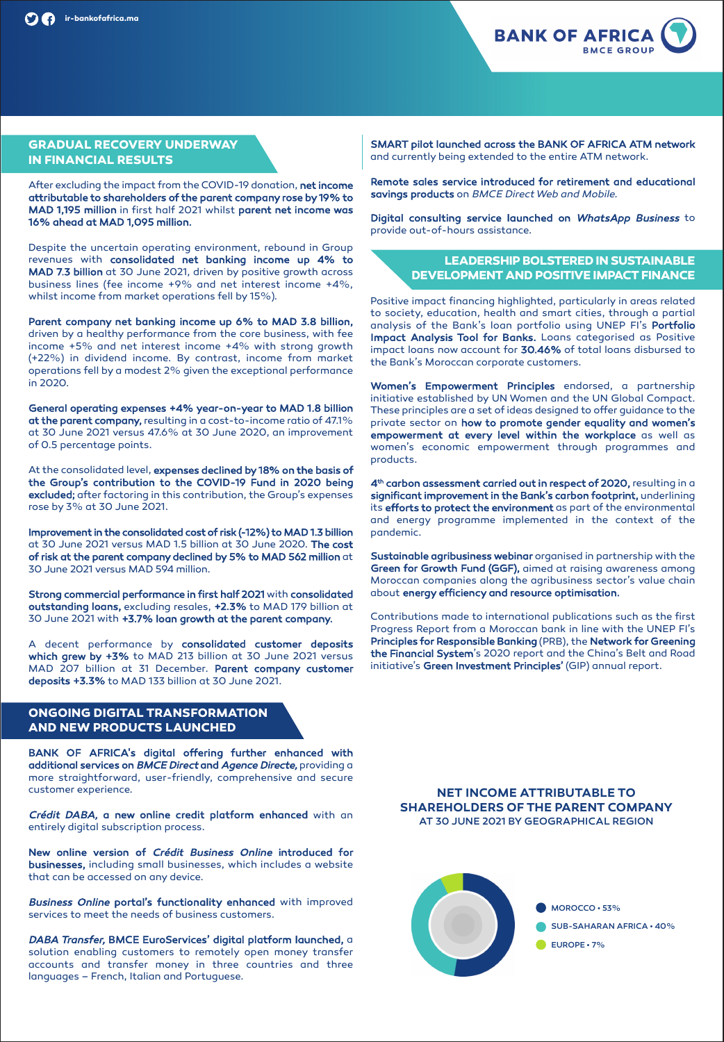## GRADUAL RECOVERY UNDERWAY IN FINANCIAL RESULTS

After excluding the impact from the COVID-19 donation, **net income attributable to shareholders of the parent company rose by 19% to MAD 1,195 million** in first half 2021 whilst **parent net income was 16% ahead at MAD 1,095 million.**

Despite the uncertain operating environment, rebound in Group revenues with **consolidated net banking income up 4% to MAD 7.3 billion** at 30 June 2021, driven by positive growth across business lines (fee income +9% and net interest income +4%, whilst income from market operations fell by 15%).

**Parent company net banking income up 6% to MAD 3.8 billion,** driven by a healthy performance from the core business, with fee income +5% and net interest income +4% with strong growth (+22%) in dividend income. By contrast, income from market operations fell by a modest 2% given the exceptional performance in 2020.

**General operating expenses +4% year-on-year to MAD 1.8 billion at the parent company,** resulting in a cost-to-income ratio of 47.1% at 30 June 2021 versus 47.6% at 30 June 2020, an improvement of 0.5 percentage points.

At the consolidated level, **expenses declined by 18% on the basis of the Group's contribution to the COVID-19 Fund in 2020 being excluded;** after factoring in this contribution, the Group's expenses rose by 3% at 30 June 2021.

**Improvement in the consolidated cost of risk (-12%) to MAD 1.3 billion** at 30 June 2021 versus MAD 1.5 billion at 30 June 2020. **The cost of risk at the parent company declined by 5% to MAD 562 million** at 30 June 2021 versus MAD 594 million.

**Strong commercial performance in first half 2021** with **consolidated outstanding loans,** excluding resales, **+2.3%** to MAD 179 billion at 30 June 2021 with **+3.7% loan growth at the parent company.**

A decent performance by **consolidated customer deposits which grew by +3%** to MAD 213 billion at 30 June 2021 versus MAD 207 billion at 31 December. **Parent company customer deposits +3.3%** to MAD 133 billion at 30 June 2021.

## ONGOING DIGITAL TRANSFORMATION AND NEW PRODUCTS LAUNCHED

**BANK OF AFRICA's digital offering further enhanced with additional services on *BMCE Direct* and *Agence Directe*,** providing a more straightforward, user-friendly, comprehensive and secure customer experience.

***Crédit DABA*, a new online credit platform enhanced** with an entirely digital subscription process.

**New online version of *Crédit Business Online* introduced for businesses,** including small businesses, which includes a website that can be accessed on any device.

***Business Online* portal's functionality enhanced** with improved services to meet the needs of business customers.

***DABA Transfer*, BMCE EuroServices' digital platform launched,** a solution enabling customers to remotely open money transfer accounts and transfer money in three countries and three languages – French, Italian and Portuguese.

**SMART pilot launched across the BANK OF AFRICA ATM network** and currently being extended to the entire ATM network.

**Remote sales service introduced for retirement and educational savings products** on *BMCE Direct Web and Mobile.*

**Digital consulting service launched on *WhatsApp Business*** to provide out-of-hours assistance.

## LEADERSHIP BOLSTERED IN SUSTAINABLE DEVELOPMENT AND POSITIVE IMPACT FINANCE

Positive impact financing highlighted, particularly in areas related to society, education, health and smart cities, through a partial analysis of the Bank's loan portfolio using UNEP FI's **Portfolio Impact Analysis Tool for Banks.** Loans categorised as Positive impact loans now account for **30.46%** of total loans disbursed to the Bank's Moroccan corporate customers.

**Women's Empowerment Principles** endorsed, a partnership initiative established by UN Women and the UN Global Compact. These principles are a set of ideas designed to offer guidance to the private sector on **how to promote gender equality and women's empowerment at every level within the workplace** as well as women's economic empowerment through programmes and products.

**4th carbon assessment carried out in respect of 2020,** resulting in a **significant improvement in the Bank's carbon footprint,** underlining its **efforts to protect the environment** as part of the environmental and energy programme implemented in the context of the pandemic.

**Sustainable agribusiness webinar** organised in partnership with the **Green for Growth Fund (GGF),** aimed at raising awareness among Moroccan companies along the agribusiness sector's value chain about **energy efficiency and resource optimisation.**

Contributions made to international publications such as the first Progress Report from a Moroccan bank in line with the UNEP FI's **Principles for Responsible Banking** (PRB), the **Network for Greening the Financial System**'s 2020 report and the China's Belt and Road initiative's **Green Investment Principles'** (GIP) annual report.

### NET INCOME ATTRIBUTABLE TO SHAREHOLDERS OF THE PARENT COMPANY
AT 30 JUNE 2021 BY GEOGRAPHICAL REGION

- MOROCCO • 53%
- SUB-SAHARAN AFRICA • 40%
- EUROPE • 7%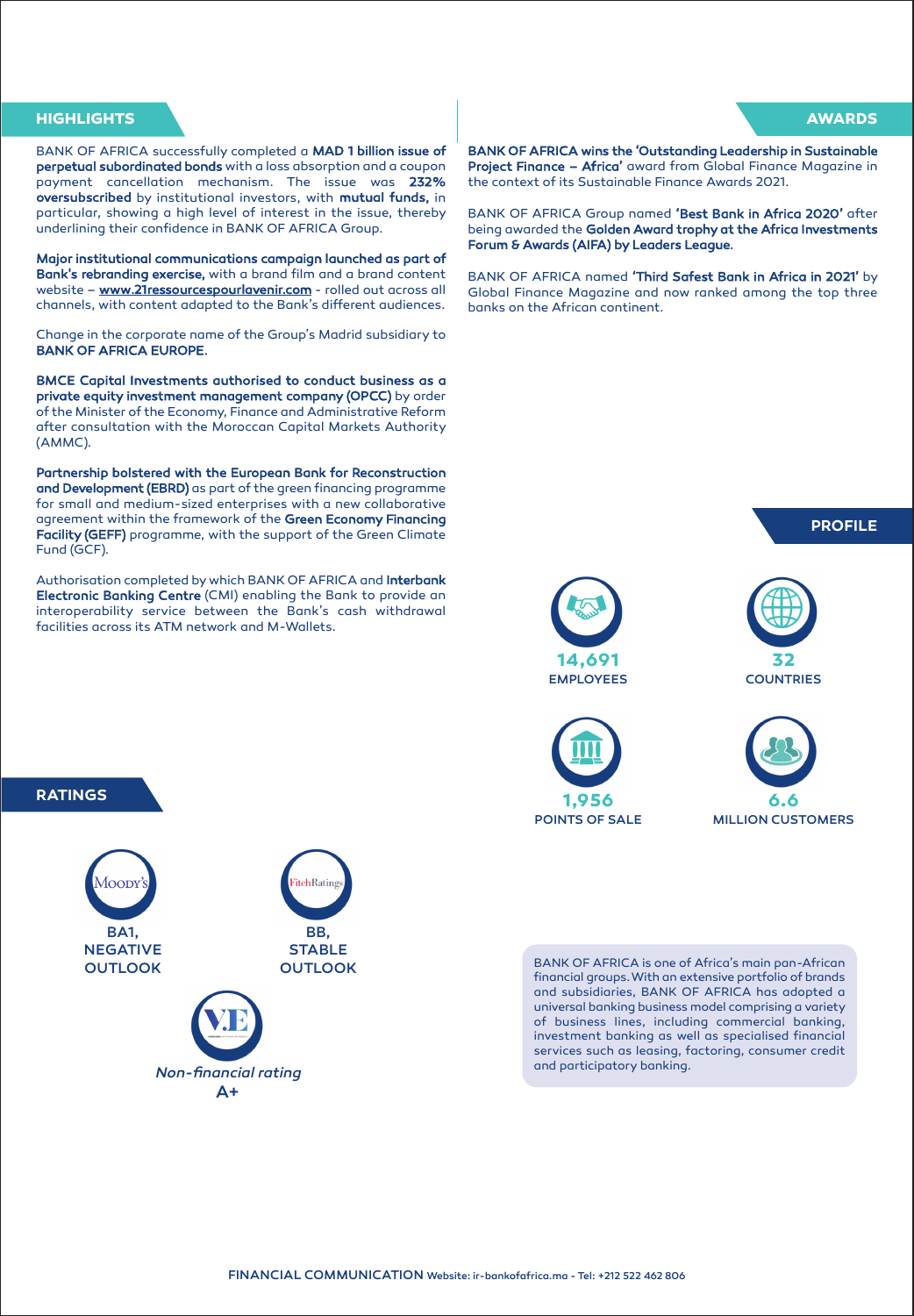## HIGHLIGHTS

BANK OF AFRICA successfully completed a **MAD 1 billion issue of perpetual subordinated bonds** with a loss absorption and a coupon payment cancellation mechanism. The issue was **232% oversubscribed** by institutional investors, with **mutual funds,** in particular, showing a high level of interest in the issue, thereby underlining their confidence in BANK OF AFRICA Group.

**Major institutional communications campaign launched as part of Bank's rebranding exercise,** with a brand film and a brand content website – **www.21ressourcespourlavenir.com** - rolled out across all channels, with content adapted to the Bank's different audiences.

Change in the corporate name of the Group's Madrid subsidiary to **BANK OF AFRICA EUROPE.**

**BMCE Capital Investments authorised to conduct business as a private equity investment management company (OPCC)** by order of the Minister of the Economy, Finance and Administrative Reform after consultation with the Moroccan Capital Markets Authority (AMMC).

**Partnership bolstered with the European Bank for Reconstruction and Development (EBRD)** as part of the green financing programme for small and medium-sized enterprises with a new collaborative agreement within the framework of the **Green Economy Financing Facility (GEFF)** programme, with the support of the Green Climate Fund (GCF).

Authorisation completed by which BANK OF AFRICA and **Interbank Electronic Banking Centre** (CMI) enabling the Bank to provide an interoperability service between the Bank's cash withdrawal facilities across its ATM network and M-Wallets.

## AWARDS

**BANK OF AFRICA wins the 'Outstanding Leadership in Sustainable Project Finance – Africa'** award from Global Finance Magazine in the context of its Sustainable Finance Awards 2021.

BANK OF AFRICA Group named **'Best Bank in Africa 2020'** after being awarded the **Golden Award trophy at the Africa Investments Forum & Awards (AIFA) by Leaders League.**

BANK OF AFRICA named **'Third Safest Bank in Africa in 2021'** by Global Finance Magazine and now ranked among the top three banks on the African continent.

## RATINGS

Moody's
BA1,
NEGATIVE
OUTLOOK

FitchRatings
BB,
STABLE
OUTLOOK

V.E
*Non-financial rating*
A+

## PROFILE

**14,691**
EMPLOYEES

**32**
COUNTRIES

**1,956**
POINTS OF SALE

**6.6**
MILLION CUSTOMERS

BANK OF AFRICA is one of Africa's main pan-African financial groups. With an extensive portfolio of brands and subsidiaries, BANK OF AFRICA has adopted a universal banking business model comprising a variety of business lines, including commercial banking, investment banking as well as specialised financial services such as leasing, factoring, consumer credit and participatory banking.

**FINANCIAL COMMUNICATION** Website: ir-bankofafrica.ma - Tel: +212 522 462 806